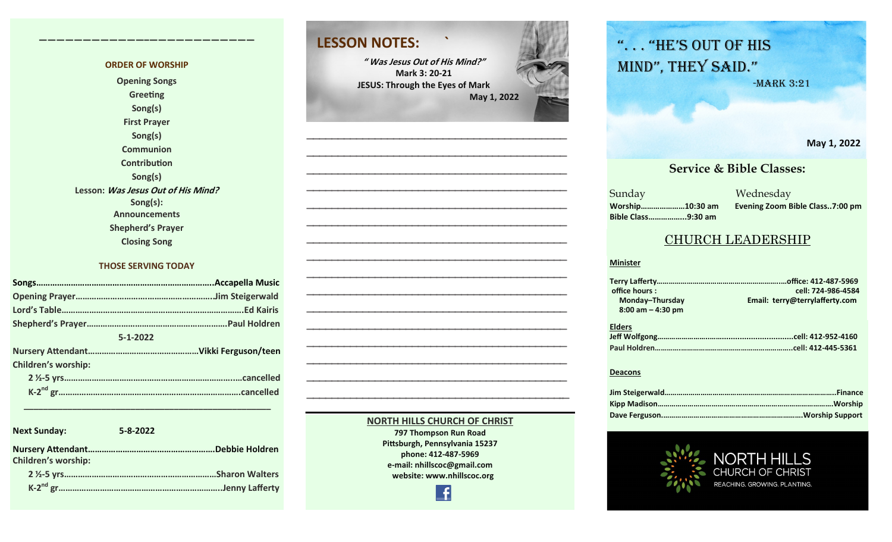## ORDER OF WORSHIP

Opening Songs
Greeting
Song(s)
First Prayer
Song(s)
Communion
Contribution
Song(s)
Lesson: *Was Jesus Out of His Mind?*
Song(s):
Announcements
Shepherd's Prayer
Closing Song

## THOSE SERVING TODAY

**Songs**……………………………………………………………….**Accapella Music**
**Opening Prayer**………………………………………………….**Jim Steigerwald**
**Lord's Table**…………………………………………………………………..**Ed Kairis**
**Shepherd's Prayer**……………………………………………………..**Paul Holdren**

**5-1-2022**

**Nursery Attendant**…………………………………………**Vikki Ferguson/teen**
**Children's worship:**
2 ½-5 yrs………………………………………………………………………cancelled
K-2nd gr…………………………………………………………………………..cancelled

**Next Sunday:** **5-8-2022**

**Nursery Attendant**………………………………………………**Debbie Holdren**
**Children's worship:**
2 ½-5 yrs………………………………………………………….Sharon Walters
K-2nd gr………………………………………………………………..Jenny Lafferty

## LESSON NOTES:

***"Was Jesus Out of His Mind?"***
**Mark 3: 20-21**
**JESUS: Through the Eyes of Mark**
**May 1, 2022**

### NORTH HILLS CHURCH OF CHRIST

797 Thompson Run Road
Pittsburgh, Pennsylvania 15237
phone: 412-487-5969
e-mail: nhillscoc@gmail.com
website: www.nhillscoc.org

# ". . . "HE'S OUT OF HIS MIND", THEY SAID."

-MARK 3:21

**May 1, 2022**

## Service & Bible Classes:

Sunday
**Worship**…………………**10:30 am**
**Bible Class**……………..**9:30 am**

Wednesday
**Evening Zoom Bible Class..7:00 pm**

## CHURCH LEADERSHIP

**Minister**

**Terry Lafferty**……………………………………………………..**office: 412-487-5969**
office hours : **cell: 724-986-4584**
Monday–Thursday
8:00 am – 4:30 pm
**Email: terry@terrylafferty.com**

**Elders**

**Jeff Wolfgong**……………………………………………………..**cell: 412-952-4160**
**Paul Holdren**……………………………………………………….**cell: 412-445-5361**

**Deacons**

**Jim Steigerwald**……………………………………………………………………..**Finance**
**Kipp Madison**………………………………………………………………………..**Worship**
**Dave Ferguson**…………………………………………………………..**Worship Support**

NORTH HILLS CHURCH OF CHRIST
REACHING. GROWING. PLANTING.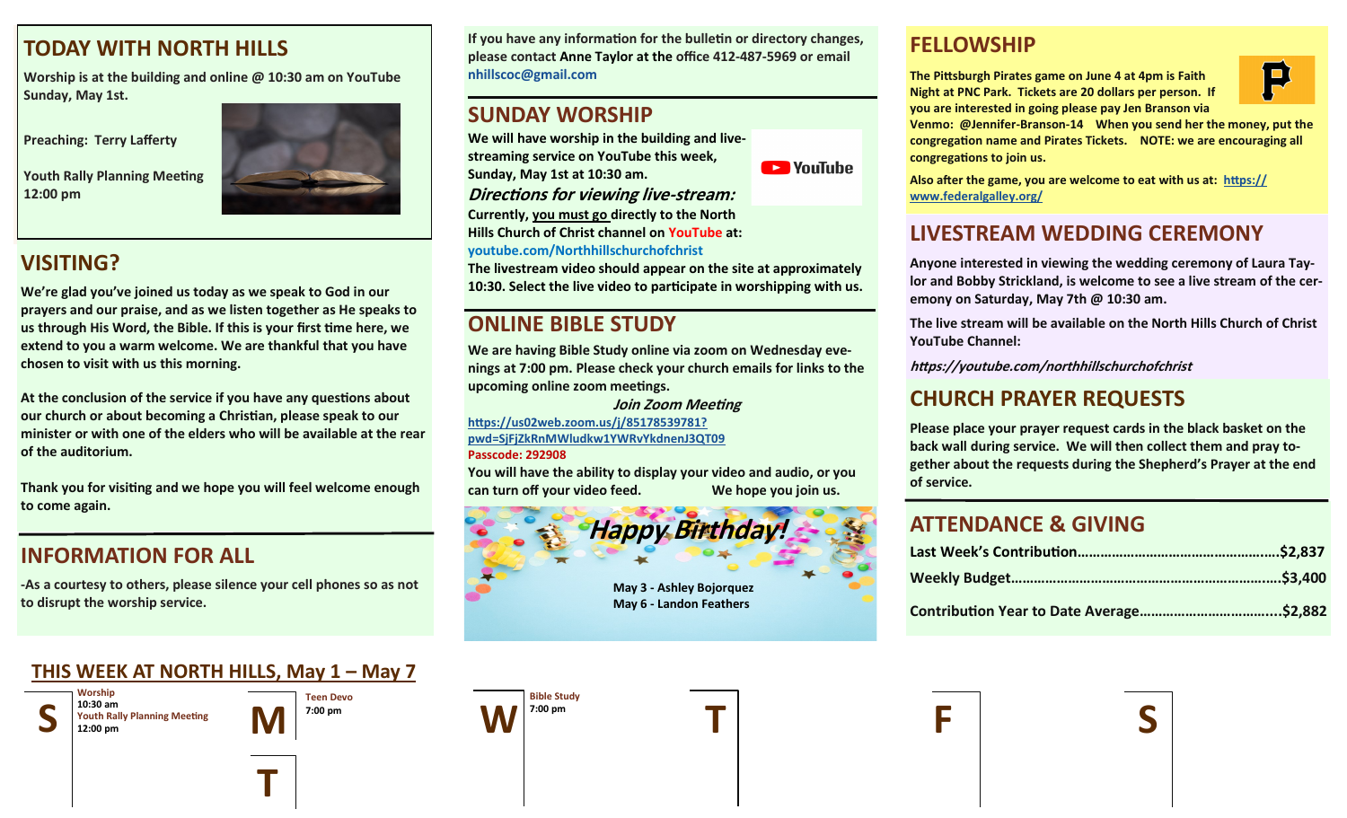## TODAY WITH NORTH HILLS

**Worship is at the building and online @ 10:30 am on YouTube Sunday, May 1st.**

**Preaching: Terry Lafferty**

**Youth Rally Planning Meeting 12:00 pm**

## VISITING?

**We're glad you've joined us today as we speak to God in our prayers and our praise, and as we listen together as He speaks to us through His Word, the Bible. If this is your first time here, we extend to you a warm welcome. We are thankful that you have chosen to visit with us this morning.**

**At the conclusion of the service if you have any questions about our church or about becoming a Christian, please speak to our minister or with one of the elders who will be available at the rear of the auditorium.**

**Thank you for visiting and we hope you will feel welcome enough to come again.**

## INFORMATION FOR ALL

**-As a courtesy to others, please silence your cell phones so as not to disrupt the worship service.**

**If you have any information for the bulletin or directory changes, please contact Anne Taylor at the office 412-487-5969 or email nhillscoc@gmail.com**

## SUNDAY WORSHIP

**We will have worship in the building and live-streaming service on YouTube this week, Sunday, May 1st at 10:30 am.**

***Directions for viewing live-stream:***

**Currently, you must go directly to the North Hills Church of Christ channel on YouTube at: youtube.com/Northhillschurchofchrist**

**The livestream video should appear on the site at approximately 10:30. Select the live video to participate in worshipping with us.**

## ONLINE BIBLE STUDY

**We are having Bible Study online via zoom on Wednesday evenings at 7:00 pm. Please check your church emails for links to the upcoming online zoom meetings.**

***Join Zoom Meeting***

**https://us02web.zoom.us/j/85178539781?pwd=SjFjZkRnMWludkw1YWRvYkdnenJ3QT09**

**Passcode: 292908**

**You will have the ability to display your video and audio, or you can turn off your video feed. We hope you join us.**

***Happy Birthday!***

**May 3 - Ashley Bojorquez**
**May 6 - Landon Feathers**

## FELLOWSHIP

**The Pittsburgh Pirates game on June 4 at 4pm is Faith Night at PNC Park. Tickets are 20 dollars per person. If you are interested in going please pay Jen Branson via Venmo: @Jennifer-Branson-14 When you send her the money, put the congregation name and Pirates Tickets. NOTE: we are encouraging all congregations to join us.**

**Also after the game, you are welcome to eat with us at: https://www.federalgalley.org/**

## LIVESTREAM WEDDING CEREMONY

**Anyone interested in viewing the wedding ceremony of Laura Taylor and Bobby Strickland, is welcome to see a live stream of the ceremony on Saturday, May 7th @ 10:30 am.**

**The live stream will be available on the North Hills Church of Christ YouTube Channel:**

***https://youtube.com/northhillschurchofchrist***

## CHURCH PRAYER REQUESTS

**Please place your prayer request cards in the black basket on the back wall during service. We will then collect them and pray together about the requests during the Shepherd's Prayer at the end of service.**

## ATTENDANCE & GIVING

| | |
|---|---|
| **Last Week's Contribution** | **$2,837** |
| **Weekly Budget** | **$3,400** |
| **Contribution Year to Date Average** | **$2,882** |

## THIS WEEK AT NORTH HILLS, May 1 – May 7

**S** — Worship 10:30 am; Youth Rally Planning Meeting 12:00 pm

**M** — Teen Devo 7:00 pm

**T**

**W** — Bible Study 7:00 pm

**T**

**F**

**S**